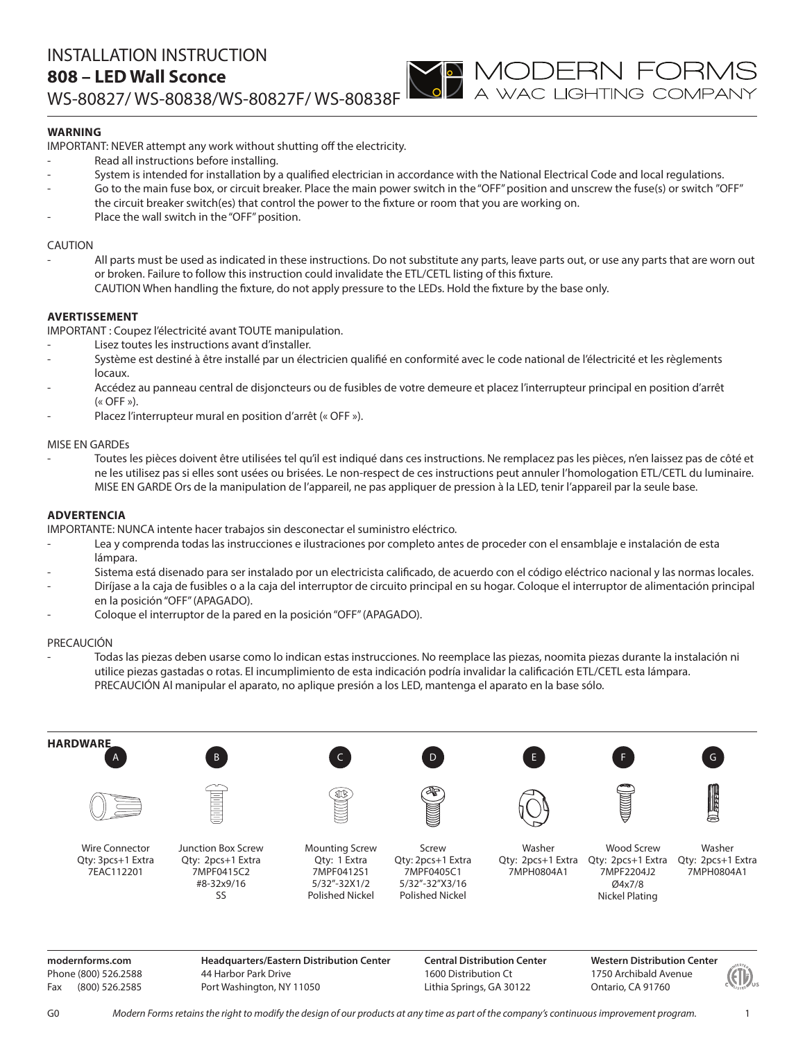# INSTALLATION INSTRUCTION
## 808 – LED Wall Sconce
WS-80827/ WS-80838/WS-80827F/ WS-80838F

MODERN FORMS
A WAC LIGHTING COMPANY

**WARNING**

IMPORTANT: NEVER attempt any work without shutting off the electricity.

- Read all instructions before installing.
- System is intended for installation by a qualified electrician in accordance with the National Electrical Code and local regulations.
- Go to the main fuse box, or circuit breaker. Place the main power switch in the "OFF" position and unscrew the fuse(s) or switch "OFF" the circuit breaker switch(es) that control the power to the fixture or room that you are working on.
- Place the wall switch in the "OFF" position.

CAUTION

- All parts must be used as indicated in these instructions. Do not substitute any parts, leave parts out, or use any parts that are worn out or broken. Failure to follow this instruction could invalidate the ETL/CETL listing of this fixture.
  CAUTION When handling the fixture, do not apply pressure to the LEDs. Hold the fixture by the base only.

**AVERTISSEMENT**

IMPORTANT : Coupez l'électricité avant TOUTE manipulation.

- Lisez toutes les instructions avant d'installer.
- Système est destiné à être installé par un électricien qualifié en conformité avec le code national de l'électricité et les règlements locaux.
- Accédez au panneau central de disjoncteurs ou de fusibles de votre demeure et placez l'interrupteur principal en position d'arrêt (« OFF »).
- Placez l'interrupteur mural en position d'arrêt (« OFF »).

MISE EN GARDEs

- Toutes les pièces doivent être utilisées tel qu'il est indiqué dans ces instructions. Ne remplacez pas les pièces, n'en laissez pas de côté et ne les utilisez pas si elles sont usées ou brisées. Le non-respect de ces instructions peut annuler l'homologation ETL/CETL du luminaire.
  MISE EN GARDE Ors de la manipulation de l'appareil, ne pas appliquer de pression à la LED, tenir l'appareil par la seule base.

**ADVERTENCIA**

IMPORTANTE: NUNCA intente hacer trabajos sin desconectar el suministro eléctrico.

- Lea y comprenda todas las instrucciones e ilustraciones por completo antes de proceder con el ensamblaje e instalación de esta lámpara.
- Sistema está disenado para ser instalado por un electricista calificado, de acuerdo con el código eléctrico nacional y las normas locales.
- Diríjase a la caja de fusibles o a la caja del interruptor de circuito principal en su hogar. Coloque el interruptor de alimentación principal en la posición "OFF" (APAGADO).
- Coloque el interruptor de la pared en la posición "OFF" (APAGADO).

PRECAUCIÓN

- Todas las piezas deben usarse como lo indican estas instrucciones. No reemplace las piezas, noomita piezas durante la instalación ni utilice piezas gastadas o rotas. El incumplimiento de esta indicación podría invalidar la calificación ETL/CETL esta lámpara.
  PRECAUCIÓN Al manipular el aparato, no aplique presión a los LED, mantenga el aparato en la base sólo.

**HARDWARE**

| A | B | C | D | E | F | G |
|---|---|---|---|---|---|---|
| Wire Connector<br>Qty: 3pcs+1 Extra<br>7EAC112201 | Junction Box Screw<br>Qty: 2pcs+1 Extra<br>7MPF0415C2<br>#8-32x9/16<br>SS | Mounting Screw<br>Qty: 1 Extra<br>7MPF0412S1<br>5/32"-32X1/2<br>Polished Nickel | Screw<br>Qty: 2pcs+1 Extra<br>7MPF0405C1<br>5/32"-32"X3/16<br>Polished Nickel | Washer<br>Qty: 2pcs+1 Extra<br>7MPH0804A1 | Wood Screw<br>Qty: 2pcs+1 Extra<br>7MPF2204J2<br>Ø4x7/8<br>Nickel Plating | Washer<br>Qty: 2pcs+1 Extra<br>7MPH0804A1 |

**modernforms.com**
Phone (800) 526.2588
Fax (800) 526.2585

**Headquarters/Eastern Distribution Center**
44 Harbor Park Drive
Port Washington, NY 11050

**Central Distribution Center**
1600 Distribution Ct
Lithia Springs, GA 30122

**Western Distribution Center**
1750 Archibald Avenue
Ontario, CA 91760

G0 *Modern Forms retains the right to modify the design of our products at any time as part of the company's continuous improvement program.*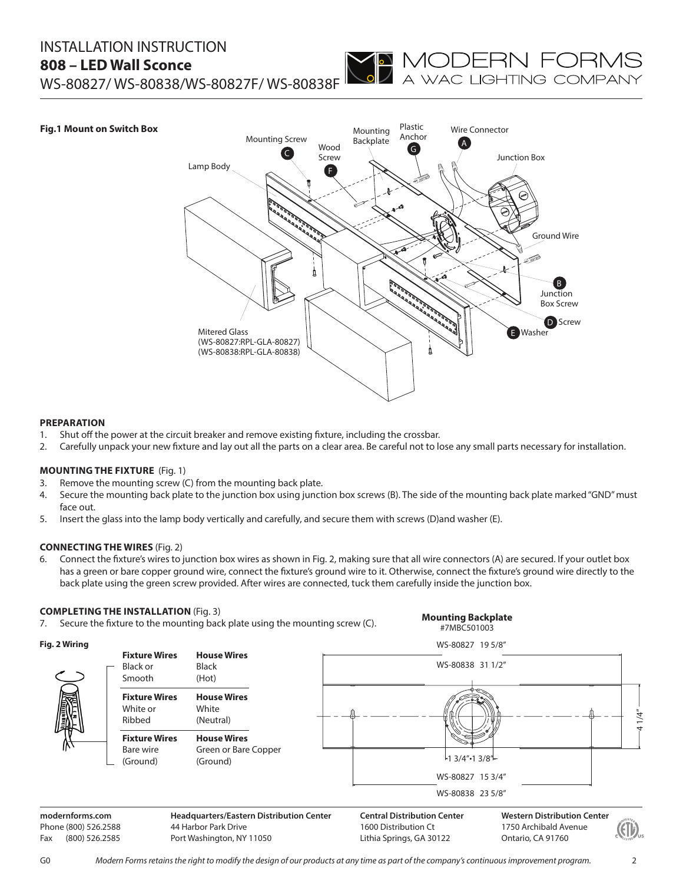# INSTALLATION INSTRUCTION

## 808 – LED Wall Sconce

WS-80827/ WS-80838/WS-80827F/ WS-80838F

MODERN FORMS
A WAC LIGHTING COMPANY

**Fig.1 Mount on Switch Box**

Mounting Screw C
Wood Screw F
Mounting Backplate
Plastic Anchor G
Wire Connector A
Junction Box
Lamp Body
Ground Wire
B Junction Box Screw
D Screw
E Washer
Mitered Glass
(WS-80827:RPL-GLA-80827)
(WS-80838:RPL-GLA-80838)

### PREPARATION

1. Shut off the power at the circuit breaker and remove existing fixture, including the crossbar.
2. Carefully unpack your new fixture and lay out all the parts on a clear area. Be careful not to lose any small parts necessary for installation.

### MOUNTING THE FIXTURE (Fig. 1)

3. Remove the mounting screw (C) from the mounting back plate.
4. Secure the mounting back plate to the junction box using junction box screws (B). The side of the mounting back plate marked "GND" must face out.
5. Insert the glass into the lamp body vertically and carefully, and secure them with screws (D)and washer (E).

### CONNECTING THE WIRES (Fig. 2)

6. Connect the fixture's wires to junction box wires as shown in Fig. 2, making sure that all wire connectors (A) are secured. If your outlet box has a green or bare copper ground wire, connect the fixture's ground wire to it. Otherwise, connect the fixture's ground wire directly to the back plate using the green screw provided. After wires are connected, tuck them carefully inside the junction box.

### COMPLETING THE INSTALLATION (Fig. 3)

7. Secure the fixture to the mounting back plate using the mounting screw (C).

**Fig. 2 Wiring**

| Fixture Wires | House Wires |
|---|---|
| Black or Smooth | Black (Hot) |
| **Fixture Wires** | **House Wires** |
| White or Ribbed | White (Neutral) |
| **Fixture Wires** | **House Wires** |
| Bare wire (Ground) | Green or Bare Copper (Ground) |

**Mounting Backplate**
#7MBC501003

WS-80827 19 5/8"
WS-80838 31 1/2"
4 1/4"
1 3/4" 1 3/8"
WS-80827 15 3/4"
WS-80838 23 5/8"

**modernforms.com**
Phone (800) 526.2588
Fax (800) 526.2585

**Headquarters/Eastern Distribution Center**
44 Harbor Park Drive
Port Washington, NY 11050

**Central Distribution Center**
1600 Distribution Ct
Lithia Springs, GA 30122

**Western Distribution Center**
1750 Archibald Avenue
Ontario, CA 91760

G0

*Modern Forms retains the right to modify the design of our products at any time as part of the company's continuous improvement program.*